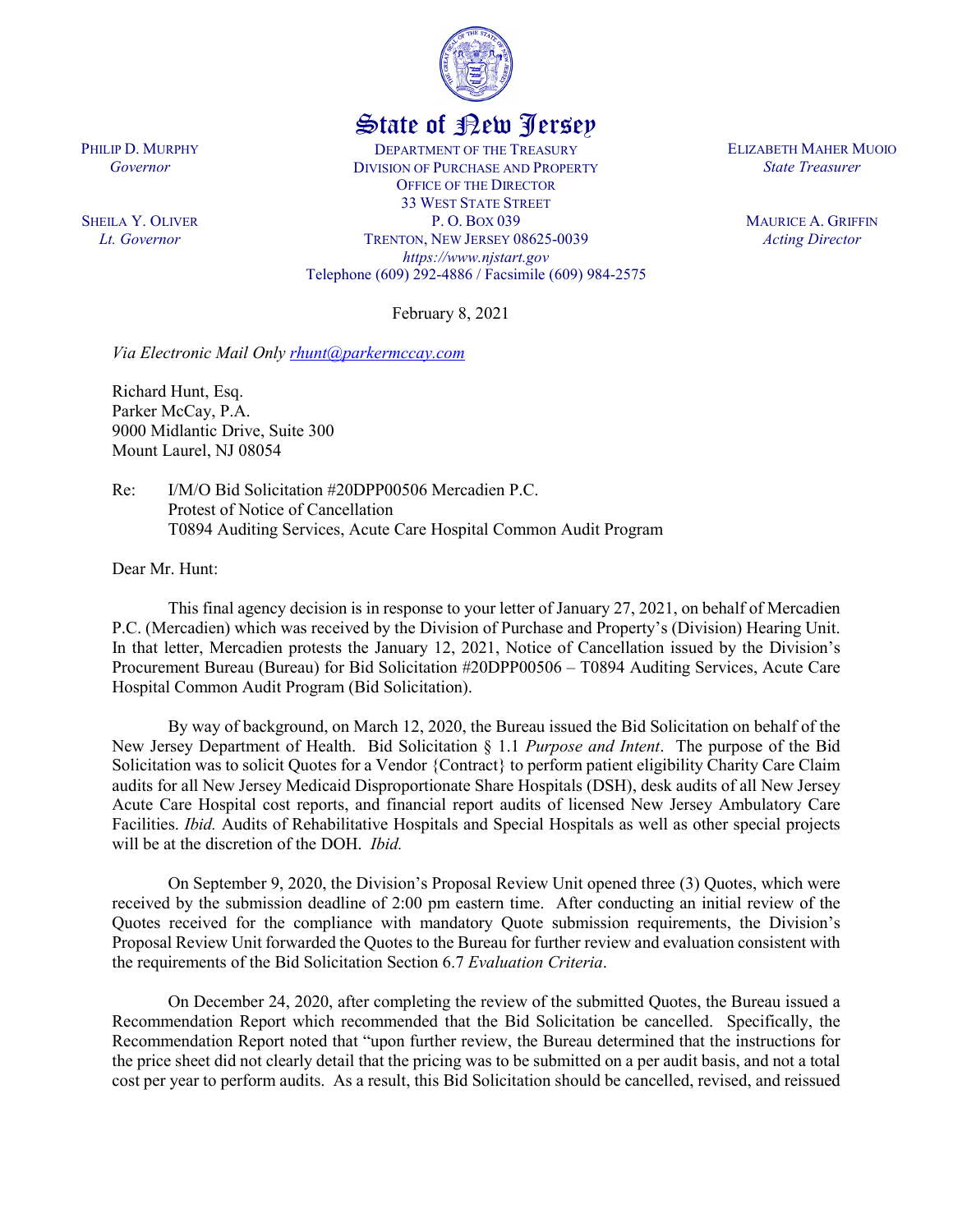State of New Jersey

PHILIP D. MURPHY
*Governor*

SHEILA Y. OLIVER
*Lt. Governor*

DEPARTMENT OF THE TREASURY
DIVISION OF PURCHASE AND PROPERTY
OFFICE OF THE DIRECTOR
33 WEST STATE STREET
P. O. BOX 039
TRENTON, NEW JERSEY 08625-0039
*https://www.njstart.gov*
Telephone (609) 292-4886 / Facsimile (609) 984-2575

ELIZABETH MAHER MUOIO
*State Treasurer*

MAURICE A. GRIFFIN
*Acting Director*

February 8, 2021

*Via Electronic Mail Only rhunt@parkermccay.com*

Richard Hunt, Esq.
Parker McCay, P.A.
9000 Midlantic Drive, Suite 300
Mount Laurel, NJ 08054

Re: I/M/O Bid Solicitation #20DPP00506 Mercadien P.C.
Protest of Notice of Cancellation
T0894 Auditing Services, Acute Care Hospital Common Audit Program

Dear Mr. Hunt:

This final agency decision is in response to your letter of January 27, 2021, on behalf of Mercadien P.C. (Mercadien) which was received by the Division of Purchase and Property's (Division) Hearing Unit. In that letter, Mercadien protests the January 12, 2021, Notice of Cancellation issued by the Division's Procurement Bureau (Bureau) for Bid Solicitation #20DPP00506 – T0894 Auditing Services, Acute Care Hospital Common Audit Program (Bid Solicitation).

By way of background, on March 12, 2020, the Bureau issued the Bid Solicitation on behalf of the New Jersey Department of Health. Bid Solicitation § 1.1 *Purpose and Intent*. The purpose of the Bid Solicitation was to solicit Quotes for a Vendor {Contract} to perform patient eligibility Charity Care Claim audits for all New Jersey Medicaid Disproportionate Share Hospitals (DSH), desk audits of all New Jersey Acute Care Hospital cost reports, and financial report audits of licensed New Jersey Ambulatory Care Facilities. *Ibid.* Audits of Rehabilitative Hospitals and Special Hospitals as well as other special projects will be at the discretion of the DOH. *Ibid.*

On September 9, 2020, the Division's Proposal Review Unit opened three (3) Quotes, which were received by the submission deadline of 2:00 pm eastern time. After conducting an initial review of the Quotes received for the compliance with mandatory Quote submission requirements, the Division's Proposal Review Unit forwarded the Quotes to the Bureau for further review and evaluation consistent with the requirements of the Bid Solicitation Section 6.7 *Evaluation Criteria*.

On December 24, 2020, after completing the review of the submitted Quotes, the Bureau issued a Recommendation Report which recommended that the Bid Solicitation be cancelled. Specifically, the Recommendation Report noted that "upon further review, the Bureau determined that the instructions for the price sheet did not clearly detail that the pricing was to be submitted on a per audit basis, and not a total cost per year to perform audits. As a result, this Bid Solicitation should be cancelled, revised, and reissued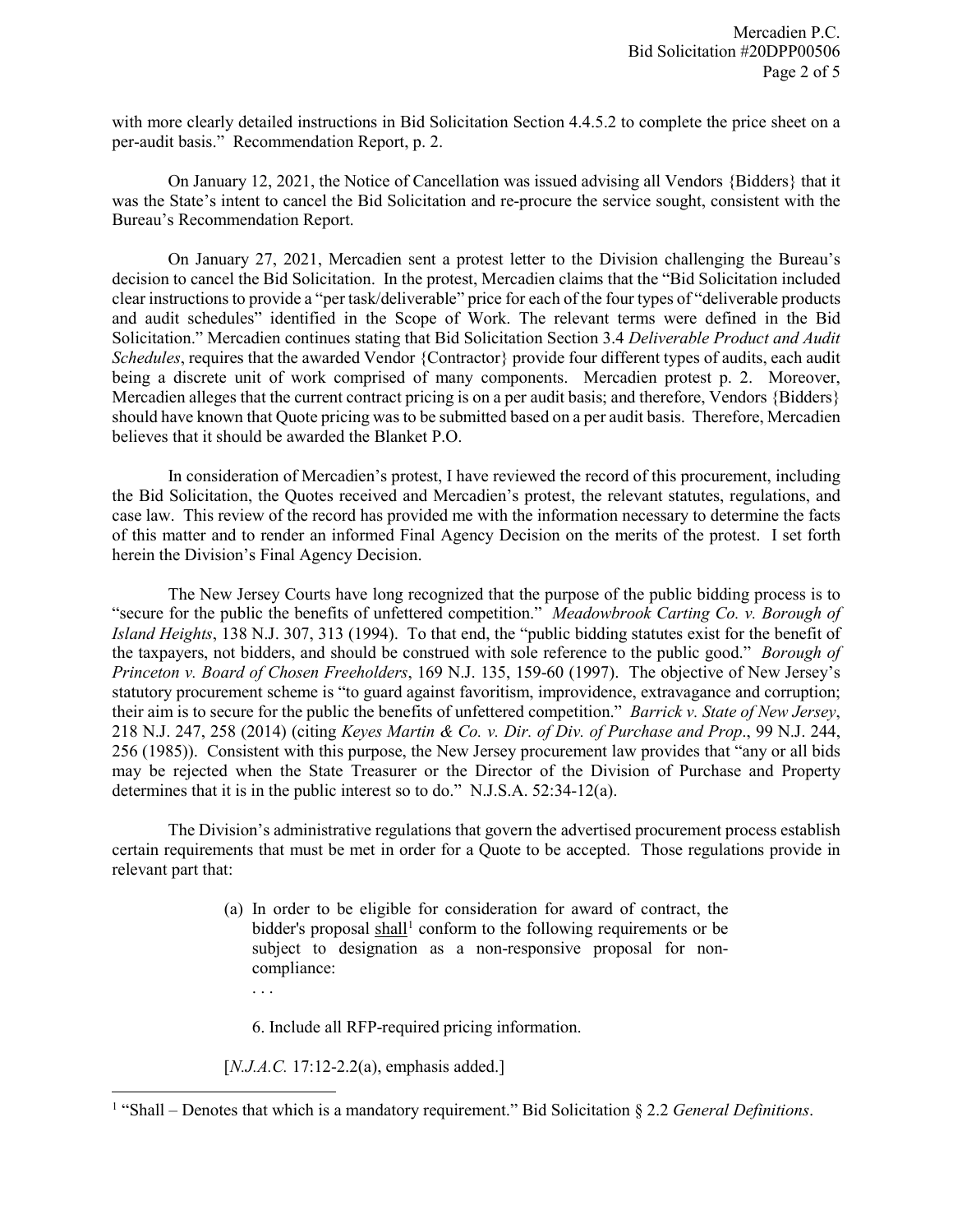with more clearly detailed instructions in Bid Solicitation Section 4.4.5.2 to complete the price sheet on a per-audit basis." Recommendation Report, p. 2.

On January 12, 2021, the Notice of Cancellation was issued advising all Vendors {Bidders} that it was the State's intent to cancel the Bid Solicitation and re-procure the service sought, consistent with the Bureau's Recommendation Report.

On January 27, 2021, Mercadien sent a protest letter to the Division challenging the Bureau's decision to cancel the Bid Solicitation. In the protest, Mercadien claims that the "Bid Solicitation included clear instructions to provide a "per task/deliverable" price for each of the four types of "deliverable products and audit schedules" identified in the Scope of Work. The relevant terms were defined in the Bid Solicitation." Mercadien continues stating that Bid Solicitation Section 3.4 *Deliverable Product and Audit Schedules*, requires that the awarded Vendor {Contractor} provide four different types of audits, each audit being a discrete unit of work comprised of many components. Mercadien protest p. 2. Moreover, Mercadien alleges that the current contract pricing is on a per audit basis; and therefore, Vendors {Bidders} should have known that Quote pricing was to be submitted based on a per audit basis. Therefore, Mercadien believes that it should be awarded the Blanket P.O.

In consideration of Mercadien's protest, I have reviewed the record of this procurement, including the Bid Solicitation, the Quotes received and Mercadien's protest, the relevant statutes, regulations, and case law. This review of the record has provided me with the information necessary to determine the facts of this matter and to render an informed Final Agency Decision on the merits of the protest. I set forth herein the Division's Final Agency Decision.

The New Jersey Courts have long recognized that the purpose of the public bidding process is to "secure for the public the benefits of unfettered competition." *Meadowbrook Carting Co. v. Borough of Island Heights*, 138 N.J. 307, 313 (1994). To that end, the "public bidding statutes exist for the benefit of the taxpayers, not bidders, and should be construed with sole reference to the public good." *Borough of Princeton v. Board of Chosen Freeholders*, 169 N.J. 135, 159-60 (1997). The objective of New Jersey's statutory procurement scheme is "to guard against favoritism, improvidence, extravagance and corruption; their aim is to secure for the public the benefits of unfettered competition." *Barrick v. State of New Jersey*, 218 N.J. 247, 258 (2014) (citing *Keyes Martin & Co. v. Dir. of Div. of Purchase and Prop*., 99 N.J. 244, 256 (1985)). Consistent with this purpose, the New Jersey procurement law provides that "any or all bids may be rejected when the State Treasurer or the Director of the Division of Purchase and Property determines that it is in the public interest so to do." N.J.S.A. 52:34-12(a).

The Division's administrative regulations that govern the advertised procurement process establish certain requirements that must be met in order for a Quote to be accepted. Those regulations provide in relevant part that:

> (a) In order to be eligible for consideration for award of contract, the bidder's proposal <u>shall</u>[1] conform to the following requirements or be subject to designation as a non-responsive proposal for non-compliance:
>
> . . .
>
> 6. Include all RFP-required pricing information.
>
> [*N.J.A.C.* 17:12-2.2(a), emphasis added.]

[1] "Shall – Denotes that which is a mandatory requirement." Bid Solicitation § 2.2 *General Definitions*.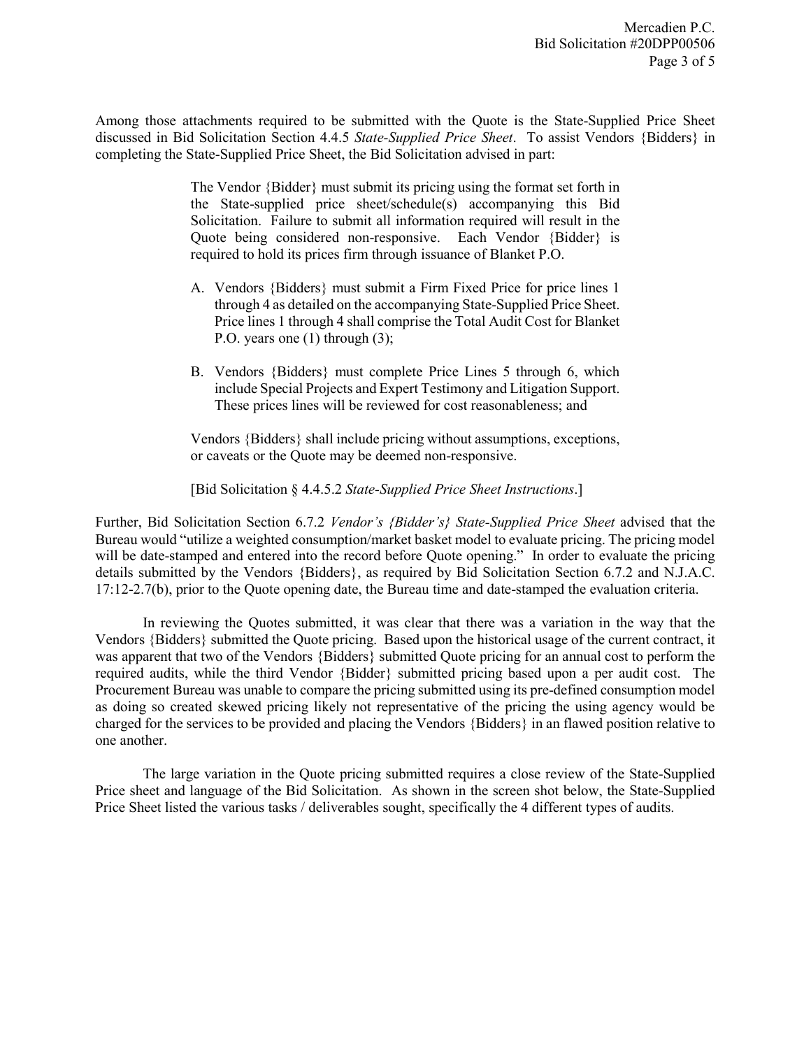Among those attachments required to be submitted with the Quote is the State-Supplied Price Sheet discussed in Bid Solicitation Section 4.4.5 *State-Supplied Price Sheet*. To assist Vendors {Bidders} in completing the State-Supplied Price Sheet, the Bid Solicitation advised in part:

> The Vendor {Bidder} must submit its pricing using the format set forth in the State-supplied price sheet/schedule(s) accompanying this Bid Solicitation. Failure to submit all information required will result in the Quote being considered non-responsive. Each Vendor {Bidder} is required to hold its prices firm through issuance of Blanket P.O.
>
> A. Vendors {Bidders} must submit a Firm Fixed Price for price lines 1 through 4 as detailed on the accompanying State-Supplied Price Sheet. Price lines 1 through 4 shall comprise the Total Audit Cost for Blanket P.O. years one (1) through (3);
>
> B. Vendors {Bidders} must complete Price Lines 5 through 6, which include Special Projects and Expert Testimony and Litigation Support. These prices lines will be reviewed for cost reasonableness; and
>
> Vendors {Bidders} shall include pricing without assumptions, exceptions, or caveats or the Quote may be deemed non-responsive.
>
> [Bid Solicitation § 4.4.5.2 *State-Supplied Price Sheet Instructions*.]

Further, Bid Solicitation Section 6.7.2 *Vendor's {Bidder's} State-Supplied Price Sheet* advised that the Bureau would "utilize a weighted consumption/market basket model to evaluate pricing. The pricing model will be date-stamped and entered into the record before Quote opening." In order to evaluate the pricing details submitted by the Vendors {Bidders}, as required by Bid Solicitation Section 6.7.2 and N.J.A.C. 17:12-2.7(b), prior to the Quote opening date, the Bureau time and date-stamped the evaluation criteria.

In reviewing the Quotes submitted, it was clear that there was a variation in the way that the Vendors {Bidders} submitted the Quote pricing. Based upon the historical usage of the current contract, it was apparent that two of the Vendors {Bidders} submitted Quote pricing for an annual cost to perform the required audits, while the third Vendor {Bidder} submitted pricing based upon a per audit cost. The Procurement Bureau was unable to compare the pricing submitted using its pre-defined consumption model as doing so created skewed pricing likely not representative of the pricing the using agency would be charged for the services to be provided and placing the Vendors {Bidders} in an flawed position relative to one another.

The large variation in the Quote pricing submitted requires a close review of the State-Supplied Price sheet and language of the Bid Solicitation. As shown in the screen shot below, the State-Supplied Price Sheet listed the various tasks / deliverables sought, specifically the 4 different types of audits.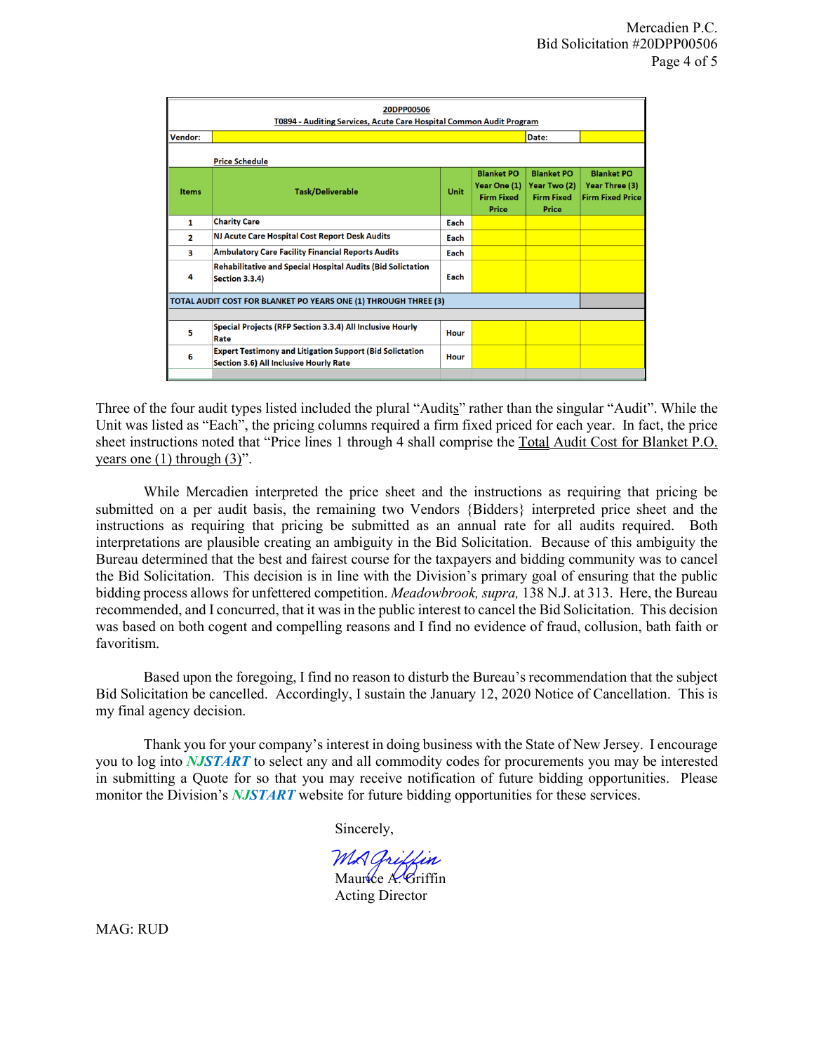| 20DPP00506 | | | | | |
|---|---|---|---|---|---|
| T0894 - Auditing Services, Acute Care Hospital Common Audit Program | | | | | |
| Vendor: | | | Date: | | |
| | Price Schedule | | | | |
| Items | Task/Deliverable | Unit | Blanket PO Year One (1) Firm Fixed Price | Blanket PO Year Two (2) Firm Fixed Price | Blanket PO Year Three (3) Firm Fixed Price |
| 1 | Charity Care | Each | | | |
| 2 | NJ Acute Care Hospital Cost Report Desk Audits | Each | | | |
| 3 | Ambulatory Care Facility Financial Reports Audits | Each | | | |
| 4 | Rehabilitative and Special Hospital Audits (Bid Solictation Section 3.3.4) | Each | | | |
| TOTAL AUDIT COST FOR BLANKET PO YEARS ONE (1) THROUGH THREE (3) | | | | | |
| 5 | Special Projects (RFP Section 3.3.4) All Inclusive Hourly Rate | Hour | | | |
| 6 | Expert Testimony and Litigation Support (Bid Solictation Section 3.6) All Inclusive Hourly Rate | Hour | | | |

Three of the four audit types listed included the plural "Audits" rather than the singular "Audit". While the Unit was listed as "Each", the pricing columns required a firm fixed priced for each year. In fact, the price sheet instructions noted that "Price lines 1 through 4 shall comprise the Total Audit Cost for Blanket P.O. years one (1) through (3)".

While Mercadien interpreted the price sheet and the instructions as requiring that pricing be submitted on a per audit basis, the remaining two Vendors {Bidders} interpreted price sheet and the instructions as requiring that pricing be submitted as an annual rate for all audits required. Both interpretations are plausible creating an ambiguity in the Bid Solicitation. Because of this ambiguity the Bureau determined that the best and fairest course for the taxpayers and bidding community was to cancel the Bid Solicitation. This decision is in line with the Division's primary goal of ensuring that the public bidding process allows for unfettered competition. *Meadowbrook, supra,* 138 N.J. at 313. Here, the Bureau recommended, and I concurred, that it was in the public interest to cancel the Bid Solicitation. This decision was based on both cogent and compelling reasons and I find no evidence of fraud, collusion, bath faith or favoritism.

Based upon the foregoing, I find no reason to disturb the Bureau's recommendation that the subject Bid Solicitation be cancelled. Accordingly, I sustain the January 12, 2020 Notice of Cancellation. This is my final agency decision.

Thank you for your company's interest in doing business with the State of New Jersey. I encourage you to log into ***NJSTART*** to select any and all commodity codes for procurements you may be interested in submitting a Quote for so that you may receive notification of future bidding opportunities. Please monitor the Division's ***NJSTART*** website for future bidding opportunities for these services.

Sincerely,

MA Griffin
Maurice A. Griffin
Acting Director

MAG: RUD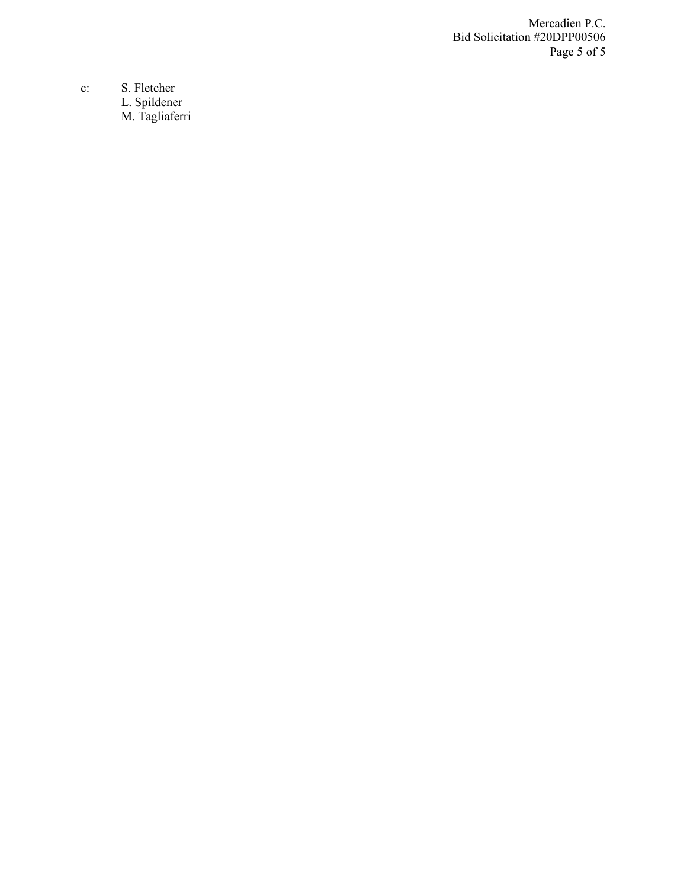c: S. Fletcher
L. Spildener
M. Tagliaferri